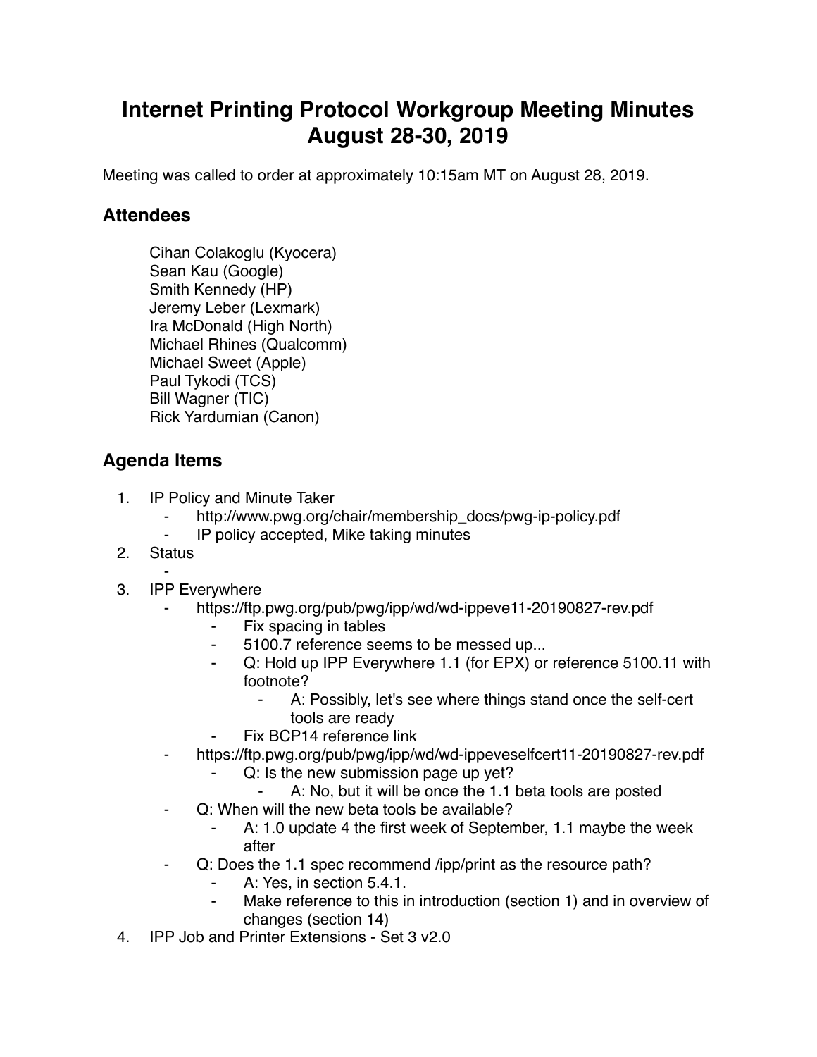# Internet Printing Protocol Workgroup Meeting Minutes August 28-30, 2019

Meeting was called to order at approximately 10:15am MT on August 28, 2019.

## Attendees

Cihan Colakoglu (Kyocera)
Sean Kau (Google)
Smith Kennedy (HP)
Jeremy Leber (Lexmark)
Ira McDonald (High North)
Michael Rhines (Qualcomm)
Michael Sweet (Apple)
Paul Tykodi (TCS)
Bill Wagner (TIC)
Rick Yardumian (Canon)

## Agenda Items

1. IP Policy and Minute Taker
   - http://www.pwg.org/chair/membership_docs/pwg-ip-policy.pdf
   - IP policy accepted, Mike taking minutes
2. Status
   -
3. IPP Everywhere
   - https://ftp.pwg.org/pub/pwg/ipp/wd/wd-ippeve11-20190827-rev.pdf
     - Fix spacing in tables
     - 5100.7 reference seems to be messed up...
     - Q: Hold up IPP Everywhere 1.1 (for EPX) or reference 5100.11 with footnote?
       - A: Possibly, let's see where things stand once the self-cert tools are ready
     - Fix BCP14 reference link
   - https://ftp.pwg.org/pub/pwg/ipp/wd/wd-ippeveselfcert11-20190827-rev.pdf
     - Q: Is the new submission page up yet?
       - A: No, but it will be once the 1.1 beta tools are posted
   - Q: When will the new beta tools be available?
     - A: 1.0 update 4 the first week of September, 1.1 maybe the week after
   - Q: Does the 1.1 spec recommend /ipp/print as the resource path?
     - A: Yes, in section 5.4.1.
     - Make reference to this in introduction (section 1) and in overview of changes (section 14)
4. IPP Job and Printer Extensions - Set 3 v2.0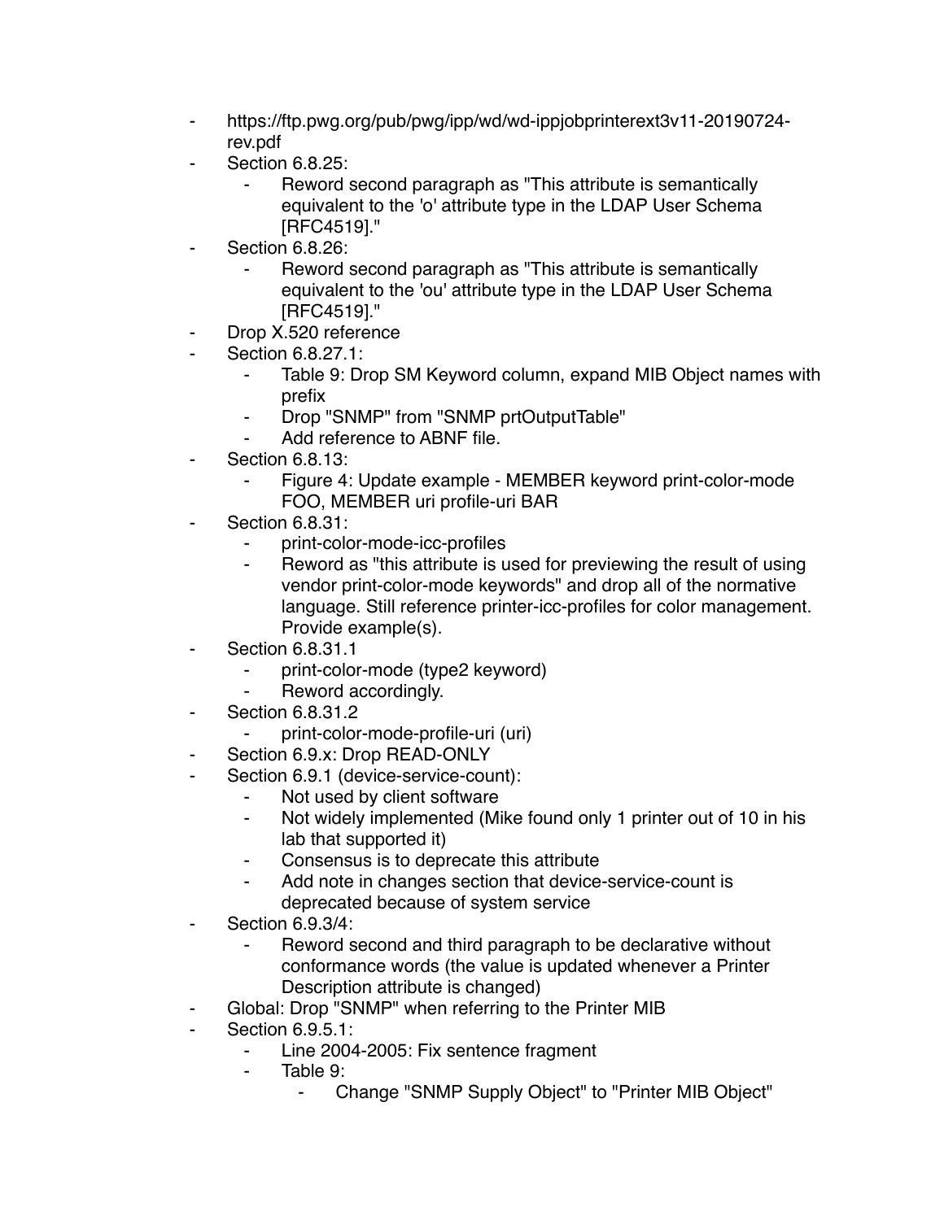- https://ftp.pwg.org/pub/pwg/ipp/wd/wd-ippjobprinterext3v11-20190724-rev.pdf
- Section 6.8.25:
    - Reword second paragraph as "This attribute is semantically equivalent to the 'o' attribute type in the LDAP User Schema [RFC4519]."
- Section 6.8.26:
    - Reword second paragraph as "This attribute is semantically equivalent to the 'ou' attribute type in the LDAP User Schema [RFC4519]."
- Drop X.520 reference
- Section 6.8.27.1:
    - Table 9: Drop SM Keyword column, expand MIB Object names with prefix
    - Drop "SNMP" from "SNMP prtOutputTable"
    - Add reference to ABNF file.
- Section 6.8.13:
    - Figure 4: Update example - MEMBER keyword print-color-mode FOO, MEMBER uri profile-uri BAR
- Section 6.8.31:
    - print-color-mode-icc-profiles
    - Reword as "this attribute is used for previewing the result of using vendor print-color-mode keywords" and drop all of the normative language. Still reference printer-icc-profiles for color management. Provide example(s).
- Section 6.8.31.1
    - print-color-mode (type2 keyword)
    - Reword accordingly.
- Section 6.8.31.2
    - print-color-mode-profile-uri (uri)
- Section 6.9.x: Drop READ-ONLY
- Section 6.9.1 (device-service-count):
    - Not used by client software
    - Not widely implemented (Mike found only 1 printer out of 10 in his lab that supported it)
    - Consensus is to deprecate this attribute
    - Add note in changes section that device-service-count is deprecated because of system service
- Section 6.9.3/4:
    - Reword second and third paragraph to be declarative without conformance words (the value is updated whenever a Printer Description attribute is changed)
- Global: Drop "SNMP" when referring to the Printer MIB
- Section 6.9.5.1:
    - Line 2004-2005: Fix sentence fragment
    - Table 9:
        - Change "SNMP Supply Object" to "Printer MIB Object"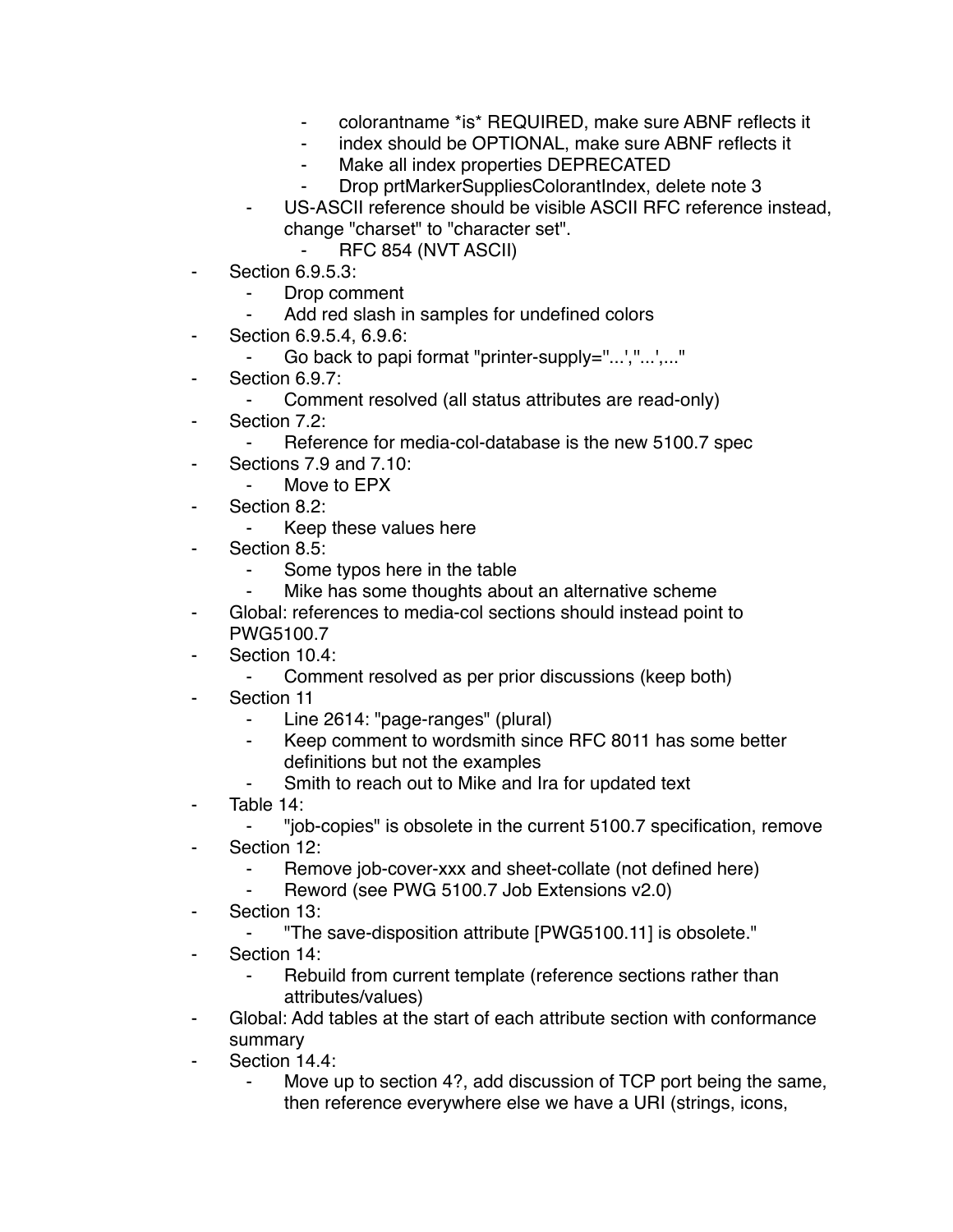- colorantname *is* REQUIRED, make sure ABNF reflects it
        - index should be OPTIONAL, make sure ABNF reflects it
        - Make all index properties DEPRECATED
        - Drop prtMarkerSuppliesColorantIndex, delete note 3
    - US-ASCII reference should be visible ASCII RFC reference instead, change "charset" to "character set".
        - RFC 854 (NVT ASCII)
- Section 6.9.5.3:
    - Drop comment
    - Add red slash in samples for undefined colors
- Section 6.9.5.4, 6.9.6:
    - Go back to papi format "printer-supply="...',"...',..."
- Section 6.9.7:
    - Comment resolved (all status attributes are read-only)
- Section 7.2:
    - Reference for media-col-database is the new 5100.7 spec
- Sections 7.9 and 7.10:
    - Move to EPX
- Section 8.2:
    - Keep these values here
- Section 8.5:
    - Some typos here in the table
    - Mike has some thoughts about an alternative scheme
- Global: references to media-col sections should instead point to PWG5100.7
- Section 10.4:
    - Comment resolved as per prior discussions (keep both)
- Section 11
    - Line 2614: "page-ranges" (plural)
    - Keep comment to wordsmith since RFC 8011 has some better definitions but not the examples
    - Smith to reach out to Mike and Ira for updated text
- Table 14:
    - "job-copies" is obsolete in the current 5100.7 specification, remove
- Section 12:
    - Remove job-cover-xxx and sheet-collate (not defined here)
    - Reword (see PWG 5100.7 Job Extensions v2.0)
- Section 13:
    - "The save-disposition attribute [PWG5100.11] is obsolete."
- Section 14:
    - Rebuild from current template (reference sections rather than attributes/values)
- Global: Add tables at the start of each attribute section with conformance summary
- Section 14.4:
    - Move up to section 4?, add discussion of TCP port being the same, then reference everywhere else we have a URI (strings, icons,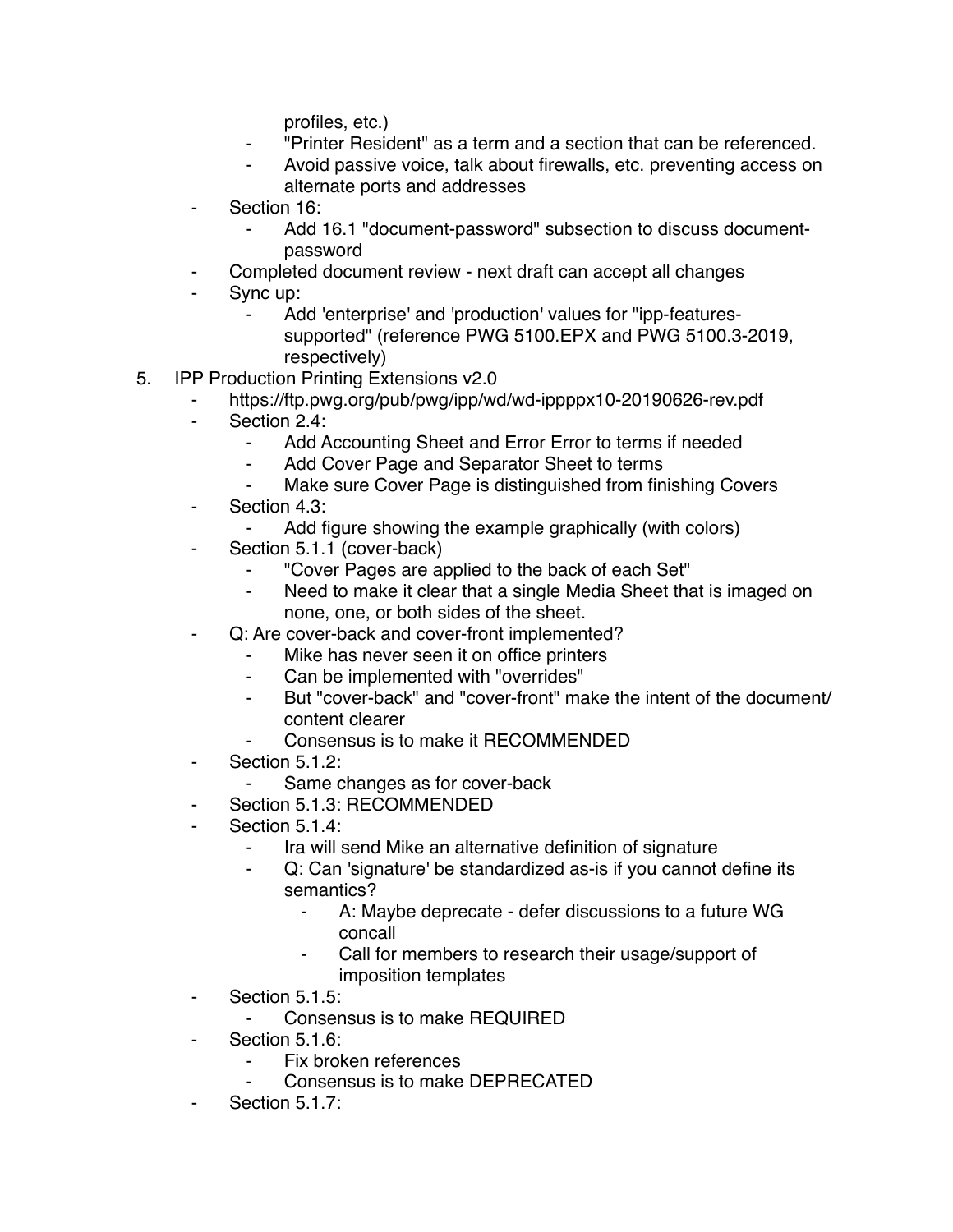- profiles, etc.)
        - "Printer Resident" as a term and a section that can be referenced.
        - Avoid passive voice, talk about firewalls, etc. preventing access on alternate ports and addresses
    - Section 16:
        - Add 16.1 "document-password" subsection to discuss document-password
    - Completed document review - next draft can accept all changes
    - Sync up:
        - Add 'enterprise' and 'production' values for "ipp-features-supported" (reference PWG 5100.EPX and PWG 5100.3-2019, respectively)

5. IPP Production Printing Extensions v2.0
    - https://ftp.pwg.org/pub/pwg/ipp/wd/wd-ippppx10-20190626-rev.pdf
    - Section 2.4:
        - Add Accounting Sheet and Error Error to terms if needed
        - Add Cover Page and Separator Sheet to terms
        - Make sure Cover Page is distinguished from finishing Covers
    - Section 4.3:
        - Add figure showing the example graphically (with colors)
    - Section 5.1.1 (cover-back)
        - "Cover Pages are applied to the back of each Set"
        - Need to make it clear that a single Media Sheet that is imaged on none, one, or both sides of the sheet.
    - Q: Are cover-back and cover-front implemented?
        - Mike has never seen it on office printers
        - Can be implemented with "overrides"
        - But "cover-back" and "cover-front" make the intent of the document/content clearer
        - Consensus is to make it RECOMMENDED
    - Section 5.1.2:
        - Same changes as for cover-back
    - Section 5.1.3: RECOMMENDED
    - Section 5.1.4:
        - Ira will send Mike an alternative definition of signature
        - Q: Can 'signature' be standardized as-is if you cannot define its semantics?
            - A: Maybe deprecate - defer discussions to a future WG concall
            - Call for members to research their usage/support of imposition templates
    - Section 5.1.5:
        - Consensus is to make REQUIRED
    - Section 5.1.6:
        - Fix broken references
        - Consensus is to make DEPRECATED
    - Section 5.1.7: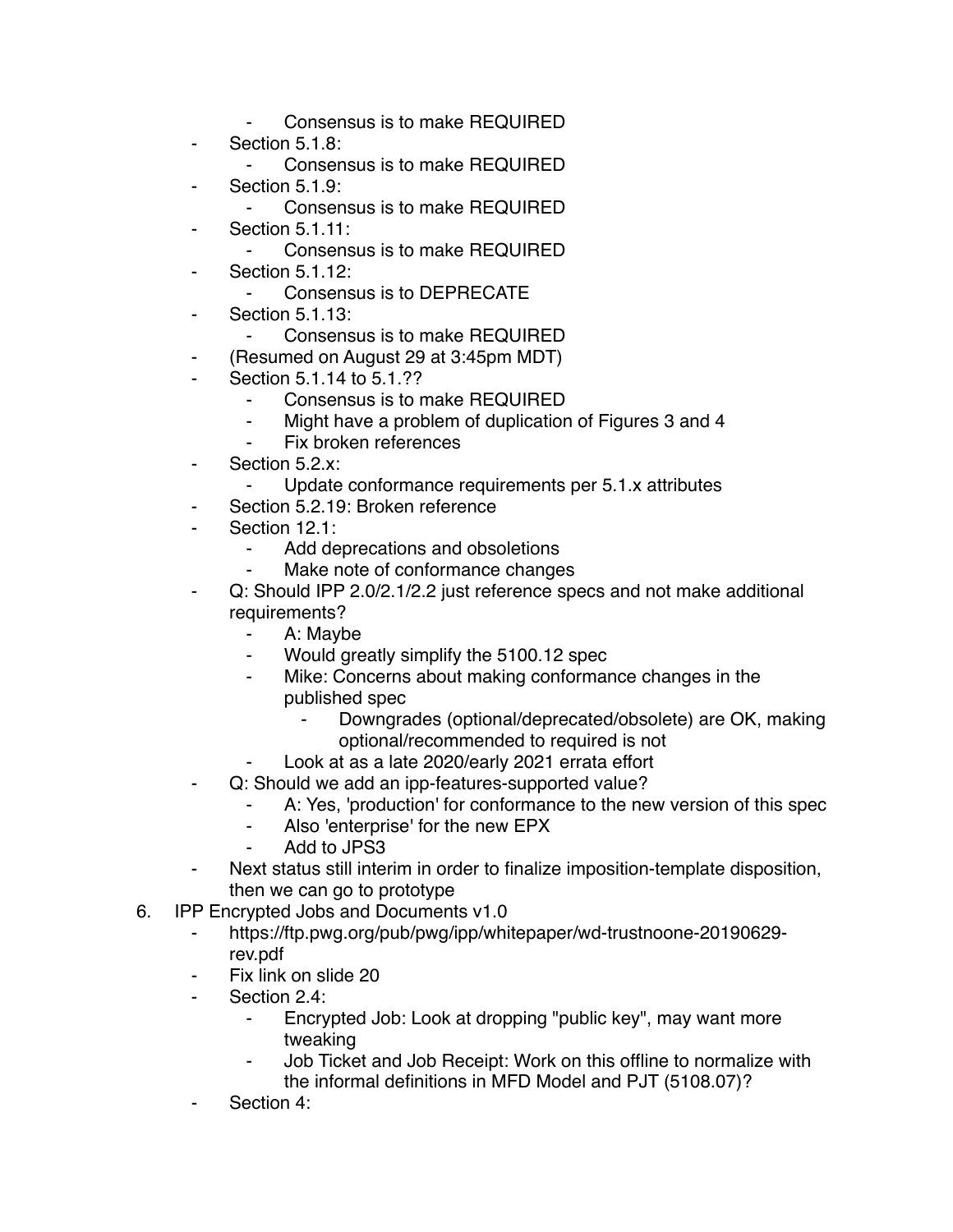- Consensus is to make REQUIRED
        - Section 5.1.8:
            - Consensus is to make REQUIRED
        - Section 5.1.9:
            - Consensus is to make REQUIRED
        - Section 5.1.11:
            - Consensus is to make REQUIRED
        - Section 5.1.12:
            - Consensus is to DEPRECATE
        - Section 5.1.13:
            - Consensus is to make REQUIRED
        - (Resumed on August 29 at 3:45pm MDT)
        - Section 5.1.14 to 5.1.??
            - Consensus is to make REQUIRED
            - Might have a problem of duplication of Figures 3 and 4
            - Fix broken references
        - Section 5.2.x:
            - Update conformance requirements per 5.1.x attributes
        - Section 5.2.19: Broken reference
        - Section 12.1:
            - Add deprecations and obsoletions
            - Make note of conformance changes
        - Q: Should IPP 2.0/2.1/2.2 just reference specs and not make additional requirements?
            - A: Maybe
            - Would greatly simplify the 5100.12 spec
            - Mike: Concerns about making conformance changes in the published spec
                - Downgrades (optional/deprecated/obsolete) are OK, making optional/recommended to required is not
            - Look at as a late 2020/early 2021 errata effort
        - Q: Should we add an ipp-features-supported value?
            - A: Yes, 'production' for conformance to the new version of this spec
            - Also 'enterprise' for the new EPX
            - Add to JPS3
        - Next status still interim in order to finalize imposition-template disposition, then we can go to prototype
6. IPP Encrypted Jobs and Documents v1.0
    - https://ftp.pwg.org/pub/pwg/ipp/whitepaper/wd-trustnoone-20190629-rev.pdf
    - Fix link on slide 20
    - Section 2.4:
        - Encrypted Job: Look at dropping "public key", may want more tweaking
        - Job Ticket and Job Receipt: Work on this offline to normalize with the informal definitions in MFD Model and PJT (5108.07)?
    - Section 4: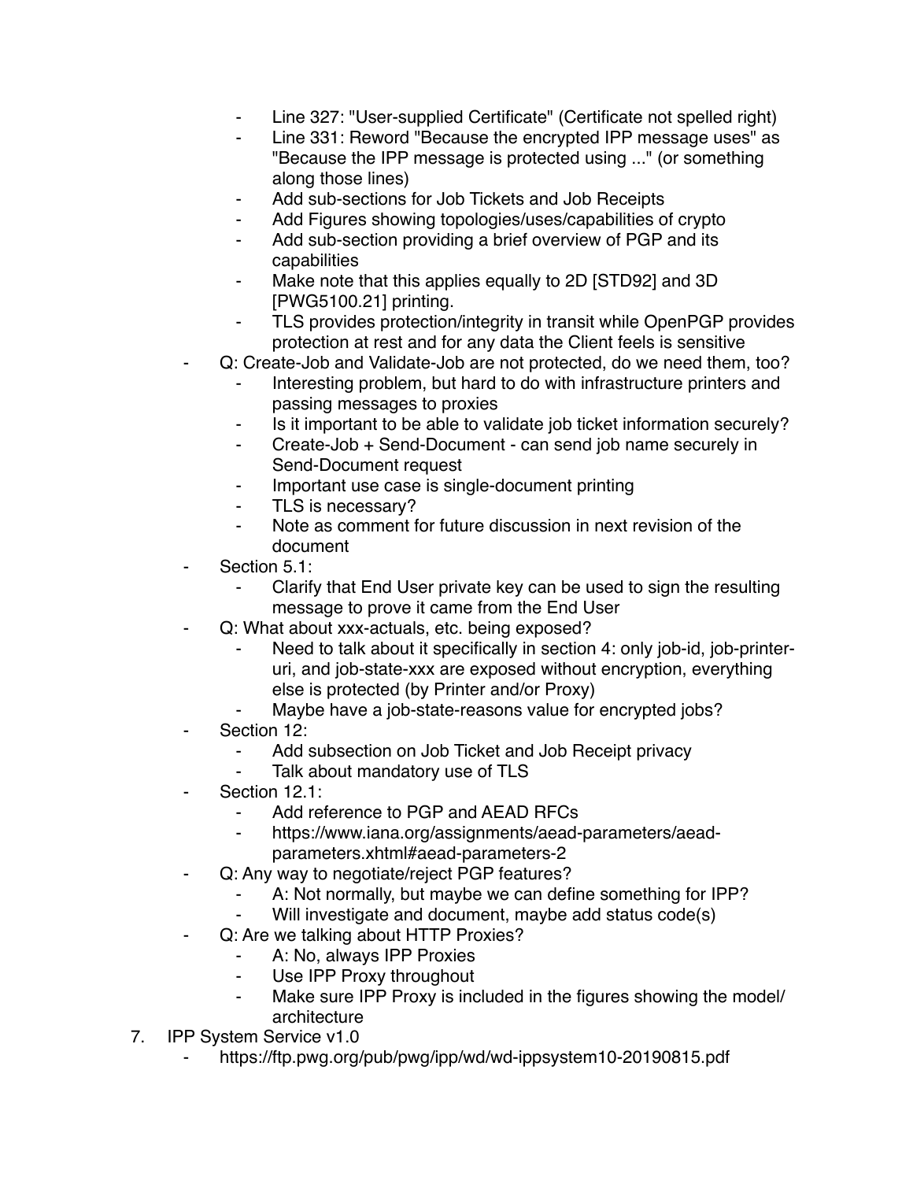- Line 327: "User-supplied Certificate" (Certificate not spelled right)
        - Line 331: Reword "Because the encrypted IPP message uses" as "Because the IPP message is protected using ..." (or something along those lines)
        - Add sub-sections for Job Tickets and Job Receipts
        - Add Figures showing topologies/uses/capabilities of crypto
        - Add sub-section providing a brief overview of PGP and its capabilities
        - Make note that this applies equally to 2D [STD92] and 3D [PWG5100.21] printing.
        - TLS provides protection/integrity in transit while OpenPGP provides protection at rest and for any data the Client feels is sensitive
    - Q: Create-Job and Validate-Job are not protected, do we need them, too?
        - Interesting problem, but hard to do with infrastructure printers and passing messages to proxies
        - Is it important to be able to validate job ticket information securely?
        - Create-Job + Send-Document - can send job name securely in Send-Document request
        - Important use case is single-document printing
        - TLS is necessary?
        - Note as comment for future discussion in next revision of the document
    - Section 5.1:
        - Clarify that End User private key can be used to sign the resulting message to prove it came from the End User
    - Q: What about xxx-actuals, etc. being exposed?
        - Need to talk about it specifically in section 4: only job-id, job-printer-uri, and job-state-xxx are exposed without encryption, everything else is protected (by Printer and/or Proxy)
        - Maybe have a job-state-reasons value for encrypted jobs?
    - Section 12:
        - Add subsection on Job Ticket and Job Receipt privacy
        - Talk about mandatory use of TLS
    - Section 12.1:
        - Add reference to PGP and AEAD RFCs
        - https://www.iana.org/assignments/aead-parameters/aead-parameters.xhtml#aead-parameters-2
    - Q: Any way to negotiate/reject PGP features?
        - A: Not normally, but maybe we can define something for IPP?
        - Will investigate and document, maybe add status code(s)
    - Q: Are we talking about HTTP Proxies?
        - A: No, always IPP Proxies
        - Use IPP Proxy throughout
        - Make sure IPP Proxy is included in the figures showing the model/architecture

7. IPP System Service v1.0
    - https://ftp.pwg.org/pub/pwg/ipp/wd/wd-ippsystem10-20190815.pdf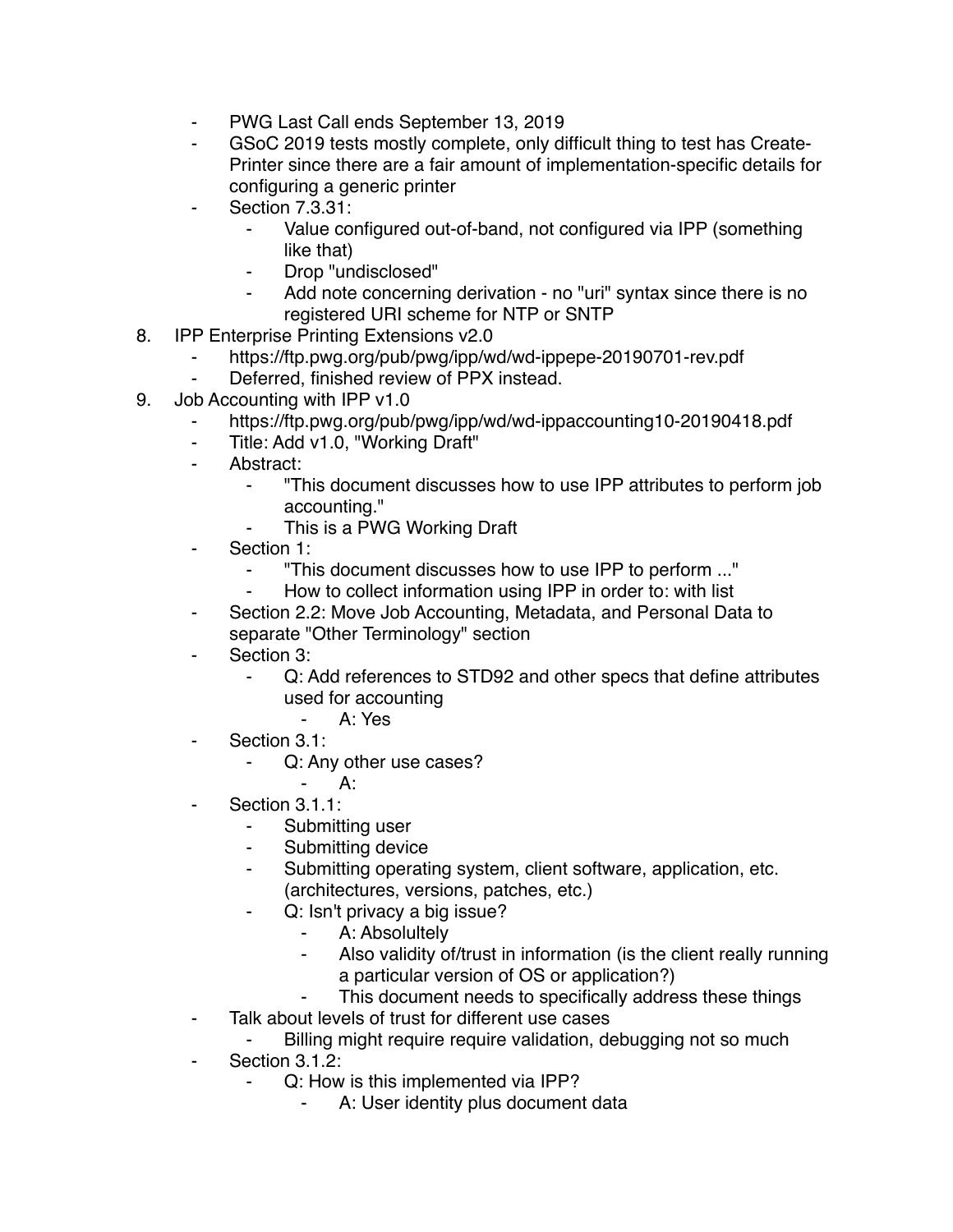- PWG Last Call ends September 13, 2019
- GSoC 2019 tests mostly complete, only difficult thing to test has Create-Printer since there are a fair amount of implementation-specific details for configuring a generic printer
- Section 7.3.31:
    - Value configured out-of-band, not configured via IPP (something like that)
    - Drop "undisclosed"
    - Add note concerning derivation - no "uri" syntax since there is no registered URI scheme for NTP or SNTP

8. IPP Enterprise Printing Extensions v2.0
    - https://ftp.pwg.org/pub/pwg/ipp/wd/wd-ippepe-20190701-rev.pdf
    - Deferred, finished review of PPX instead.
9. Job Accounting with IPP v1.0
    - https://ftp.pwg.org/pub/pwg/ipp/wd/wd-ippaccounting10-20190418.pdf
    - Title: Add v1.0, "Working Draft"
    - Abstract:
        - "This document discusses how to use IPP attributes to perform job accounting."
        - This is a PWG Working Draft
    - Section 1:
        - "This document discusses how to use IPP to perform ..."
        - How to collect information using IPP in order to: with list
    - Section 2.2: Move Job Accounting, Metadata, and Personal Data to separate "Other Terminology" section
    - Section 3:
        - Q: Add references to STD92 and other specs that define attributes used for accounting
            - A: Yes
    - Section 3.1:
        - Q: Any other use cases?
            - A:
    - Section 3.1.1:
        - Submitting user
        - Submitting device
        - Submitting operating system, client software, application, etc. (architectures, versions, patches, etc.)
        - Q: Isn't privacy a big issue?
            - A: Absolultely
            - Also validity of/trust in information (is the client really running a particular version of OS or application?)
            - This document needs to specifically address these things
    - Talk about levels of trust for different use cases
        - Billing might require require validation, debugging not so much
    - Section 3.1.2:
        - Q: How is this implemented via IPP?
            - A: User identity plus document data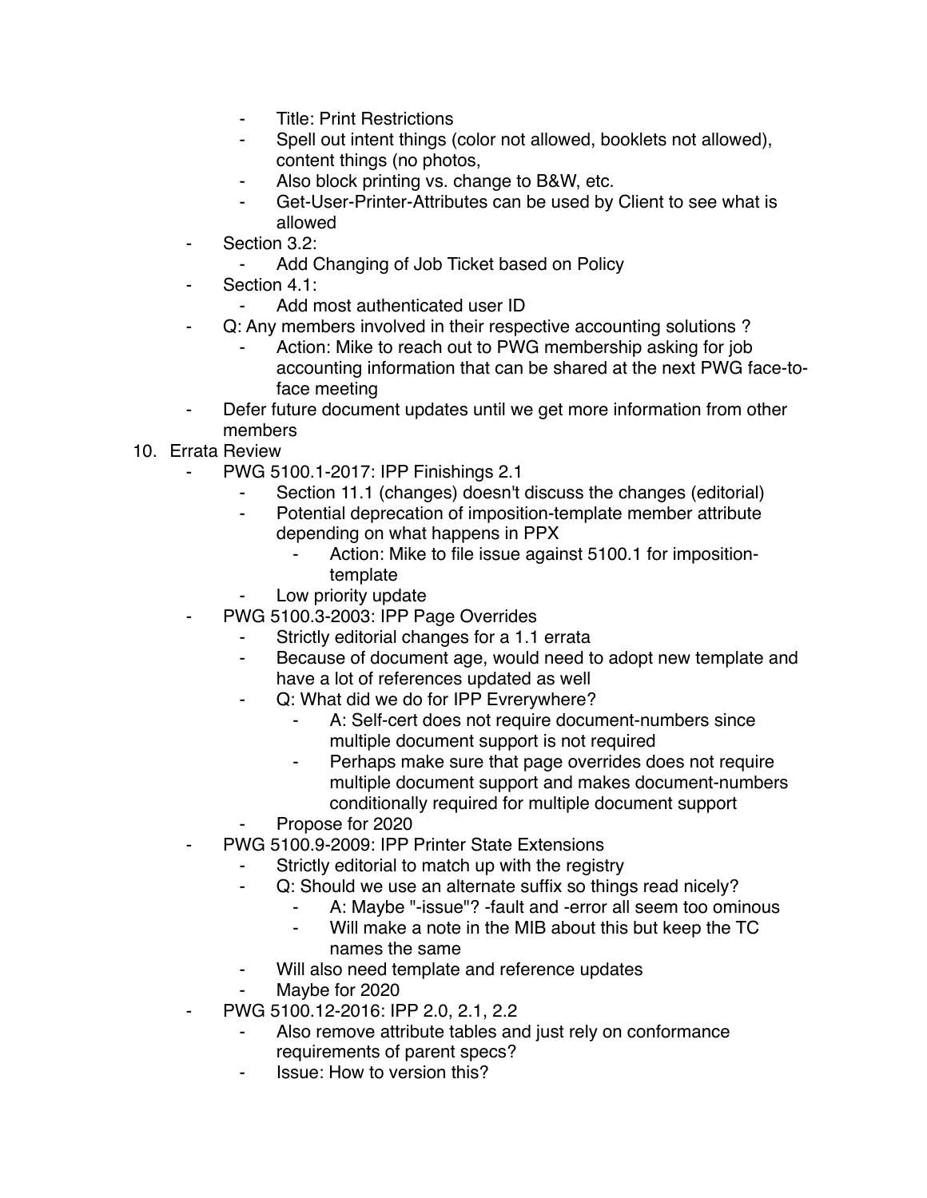- Title: Print Restrictions
        - Spell out intent things (color not allowed, booklets not allowed), content things (no photos,
        - Also block printing vs. change to B&W, etc.
        - Get-User-Printer-Attributes can be used by Client to see what is allowed
    - Section 3.2:
        - Add Changing of Job Ticket based on Policy
    - Section 4.1:
        - Add most authenticated user ID
    - Q: Any members involved in their respective accounting solutions ?
        - Action: Mike to reach out to PWG membership asking for job accounting information that can be shared at the next PWG face-to-face meeting
    - Defer future document updates until we get more information from other members

10. Errata Review
    - PWG 5100.1-2017: IPP Finishings 2.1
        - Section 11.1 (changes) doesn't discuss the changes (editorial)
        - Potential deprecation of imposition-template member attribute depending on what happens in PPX
            - Action: Mike to file issue against 5100.1 for imposition-template
        - Low priority update
    - PWG 5100.3-2003: IPP Page Overrides
        - Strictly editorial changes for a 1.1 errata
        - Because of document age, would need to adopt new template and have a lot of references updated as well
        - Q: What did we do for IPP Evrerywhere?
            - A: Self-cert does not require document-numbers since multiple document support is not required
            - Perhaps make sure that page overrides does not require multiple document support and makes document-numbers conditionally required for multiple document support
        - Propose for 2020
    - PWG 5100.9-2009: IPP Printer State Extensions
        - Strictly editorial to match up with the registry
        - Q: Should we use an alternate suffix so things read nicely?
            - A: Maybe "-issue"? -fault and -error all seem too ominous
            - Will make a note in the MIB about this but keep the TC names the same
        - Will also need template and reference updates
        - Maybe for 2020
    - PWG 5100.12-2016: IPP 2.0, 2.1, 2.2
        - Also remove attribute tables and just rely on conformance requirements of parent specs?
        - Issue: How to version this?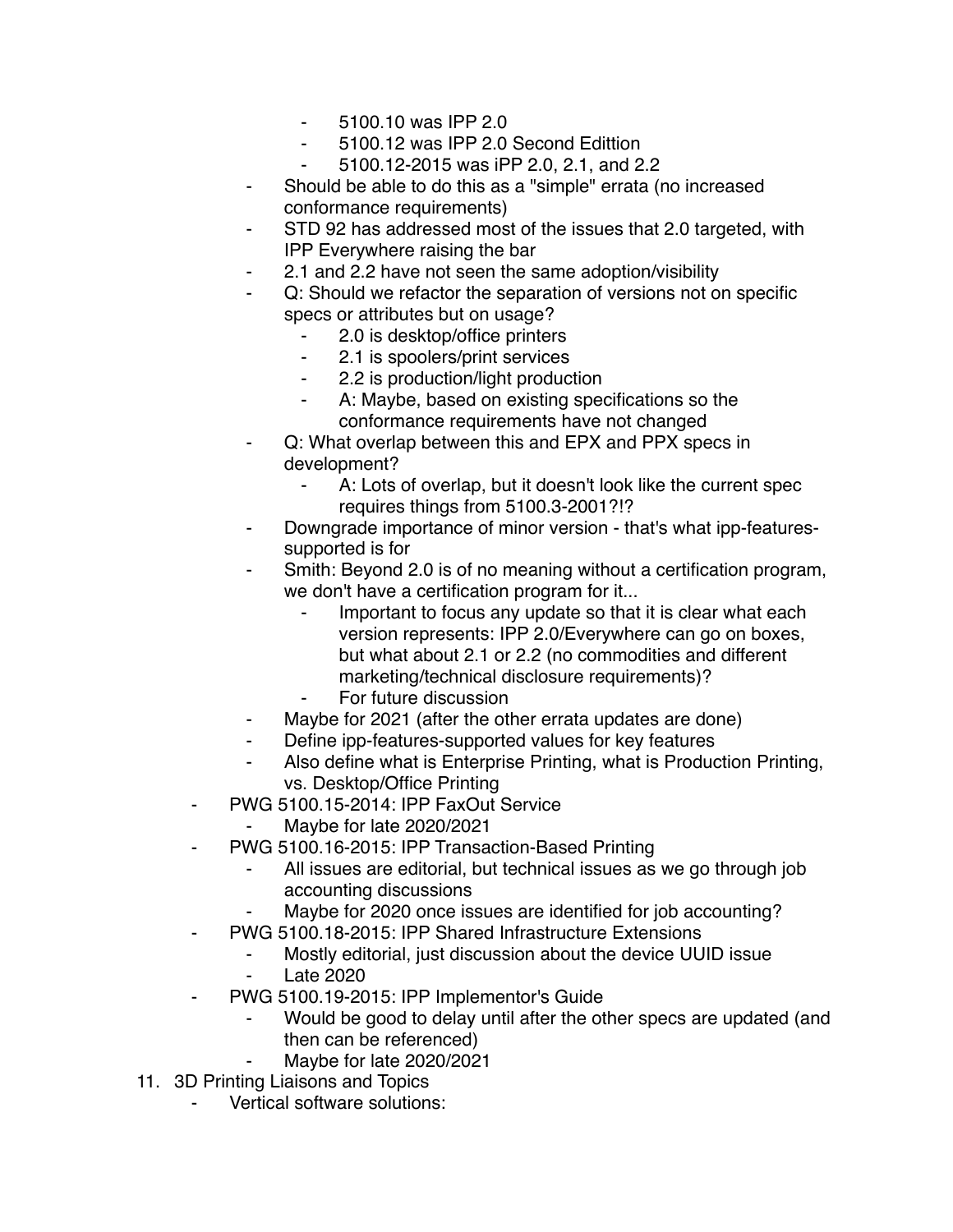- 5100.10 was IPP 2.0
        - 5100.12 was IPP 2.0 Second Edittion
        - 5100.12-2015 was iPP 2.0, 2.1, and 2.2
    - Should be able to do this as a "simple" errata (no increased conformance requirements)
    - STD 92 has addressed most of the issues that 2.0 targeted, with IPP Everywhere raising the bar
    - 2.1 and 2.2 have not seen the same adoption/visibility
    - Q: Should we refactor the separation of versions not on specific specs or attributes but on usage?
        - 2.0 is desktop/office printers
        - 2.1 is spoolers/print services
        - 2.2 is production/light production
        - A: Maybe, based on existing specifications so the conformance requirements have not changed
    - Q: What overlap between this and EPX and PPX specs in development?
        - A: Lots of overlap, but it doesn't look like the current spec requires things from 5100.3-2001?!?
    - Downgrade importance of minor version - that's what ipp-features-supported is for
    - Smith: Beyond 2.0 is of no meaning without a certification program, we don't have a certification program for it...
        - Important to focus any update so that it is clear what each version represents: IPP 2.0/Everywhere can go on boxes, but what about 2.1 or 2.2 (no commodities and different marketing/technical disclosure requirements)?
        - For future discussion
    - Maybe for 2021 (after the other errata updates are done)
    - Define ipp-features-supported values for key features
    - Also define what is Enterprise Printing, what is Production Printing, vs. Desktop/Office Printing
- PWG 5100.15-2014: IPP FaxOut Service
    - Maybe for late 2020/2021
- PWG 5100.16-2015: IPP Transaction-Based Printing
    - All issues are editorial, but technical issues as we go through job accounting discussions
    - Maybe for 2020 once issues are identified for job accounting?
- PWG 5100.18-2015: IPP Shared Infrastructure Extensions
    - Mostly editorial, just discussion about the device UUID issue
    - Late 2020
- PWG 5100.19-2015: IPP Implementor's Guide
    - Would be good to delay until after the other specs are updated (and then can be referenced)
    - Maybe for late 2020/2021

11. 3D Printing Liaisons and Topics
    - Vertical software solutions: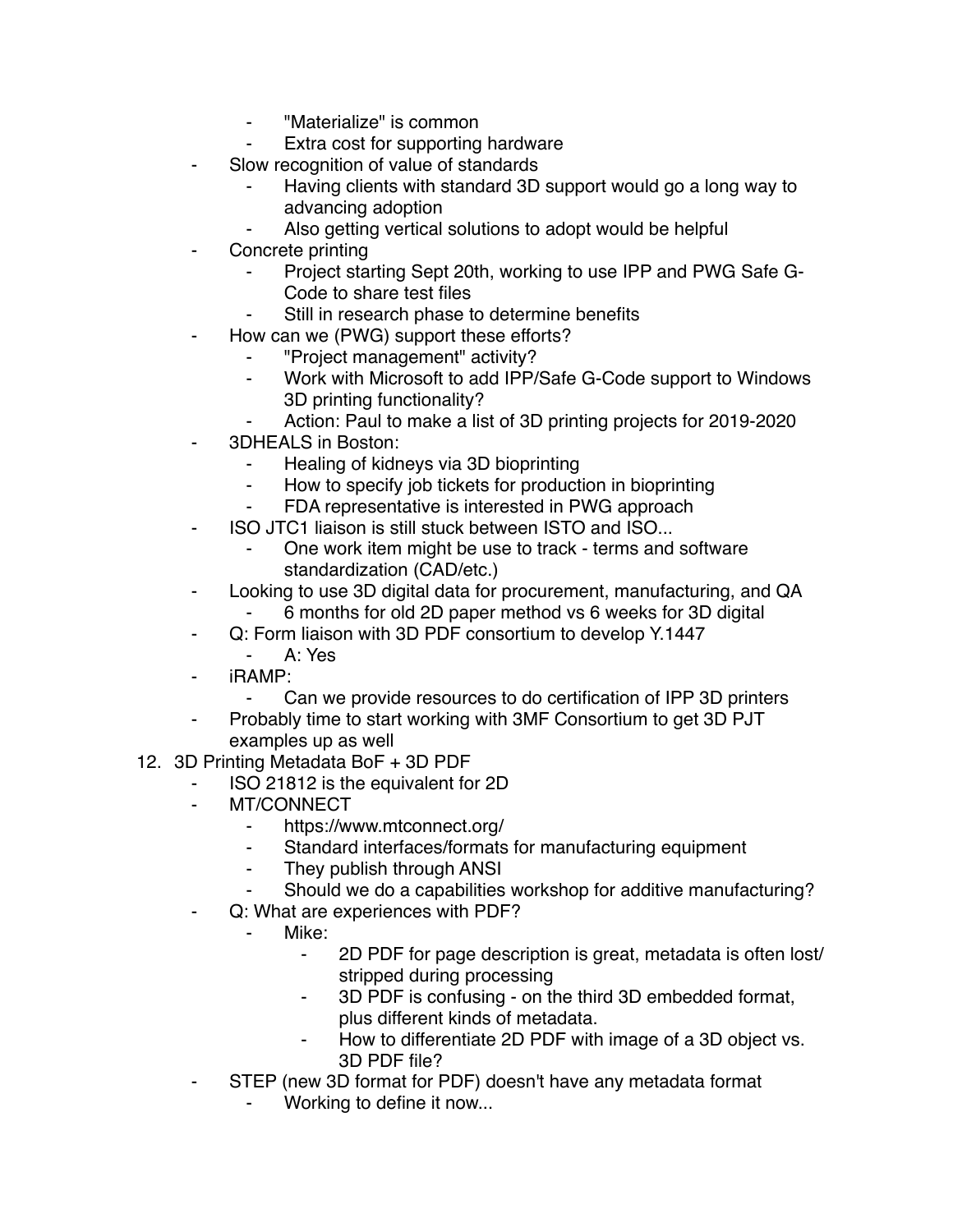- "Materialize" is common
        - Extra cost for supporting hardware
    - Slow recognition of value of standards
        - Having clients with standard 3D support would go a long way to advancing adoption
        - Also getting vertical solutions to adopt would be helpful
    - Concrete printing
        - Project starting Sept 20th, working to use IPP and PWG Safe G-Code to share test files
        - Still in research phase to determine benefits
    - How can we (PWG) support these efforts?
        - "Project management" activity?
        - Work with Microsoft to add IPP/Safe G-Code support to Windows 3D printing functionality?
        - Action: Paul to make a list of 3D printing projects for 2019-2020
    - 3DHEALS in Boston:
        - Healing of kidneys via 3D bioprinting
        - How to specify job tickets for production in bioprinting
        - FDA representative is interested in PWG approach
    - ISO JTC1 liaison is still stuck between ISTO and ISO...
        - One work item might be use to track - terms and software standardization (CAD/etc.)
    - Looking to use 3D digital data for procurement, manufacturing, and QA
        - 6 months for old 2D paper method vs 6 weeks for 3D digital
    - Q: Form liaison with 3D PDF consortium to develop Y.1447
        - A: Yes
    - iRAMP:
        - Can we provide resources to do certification of IPP 3D printers
    - Probably time to start working with 3MF Consortium to get 3D PJT examples up as well

12. 3D Printing Metadata BoF + 3D PDF
    - ISO 21812 is the equivalent for 2D
    - MT/CONNECT
        - https://www.mtconnect.org/
        - Standard interfaces/formats for manufacturing equipment
        - They publish through ANSI
        - Should we do a capabilities workshop for additive manufacturing?
    - Q: What are experiences with PDF?
        - Mike:
            - 2D PDF for page description is great, metadata is often lost/stripped during processing
            - 3D PDF is confusing - on the third 3D embedded format, plus different kinds of metadata.
            - How to differentiate 2D PDF with image of a 3D object vs. 3D PDF file?
    - STEP (new 3D format for PDF) doesn't have any metadata format
        - Working to define it now...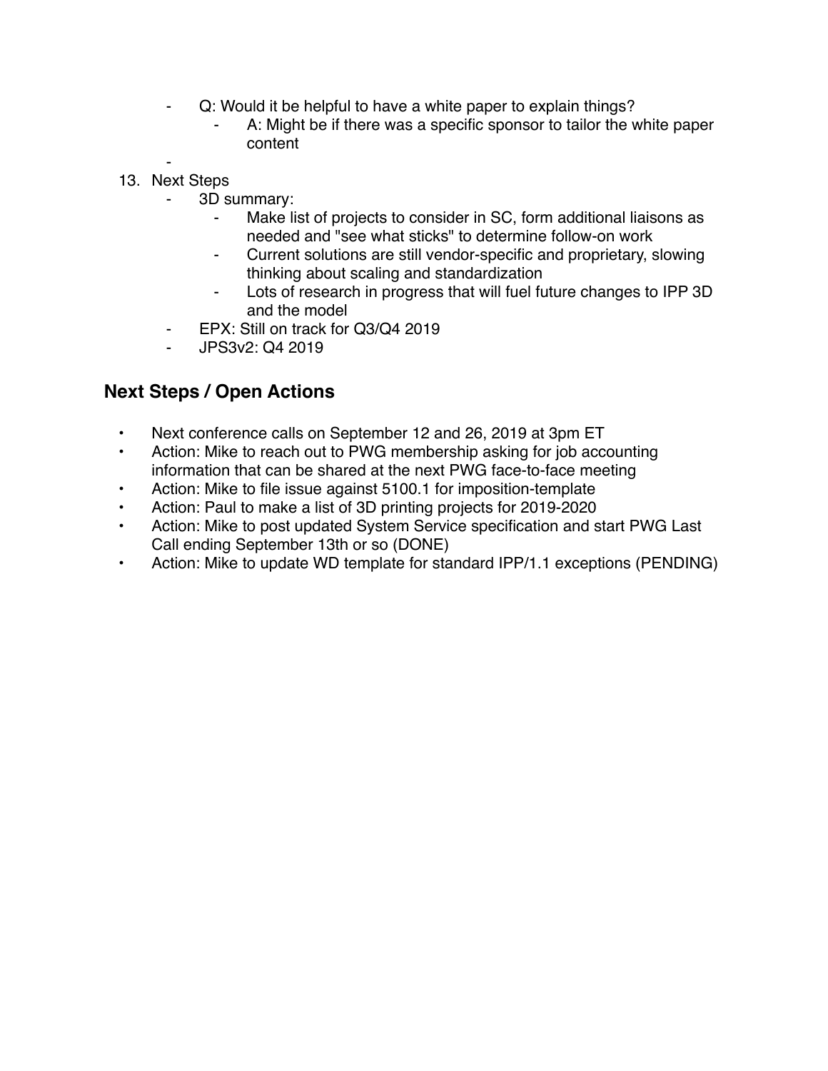- Q: Would it be helpful to have a white paper to explain things?
    - A: Might be if there was a specific sponsor to tailor the white paper content
-

13. Next Steps
    - 3D summary:
        - Make list of projects to consider in SC, form additional liaisons as needed and "see what sticks" to determine follow-on work
        - Current solutions are still vendor-specific and proprietary, slowing thinking about scaling and standardization
        - Lots of research in progress that will fuel future changes to IPP 3D and the model
    - EPX: Still on track for Q3/Q4 2019
    - JPS3v2: Q4 2019

## Next Steps / Open Actions

- Next conference calls on September 12 and 26, 2019 at 3pm ET
- Action: Mike to reach out to PWG membership asking for job accounting information that can be shared at the next PWG face-to-face meeting
- Action: Mike to file issue against 5100.1 for imposition-template
- Action: Paul to make a list of 3D printing projects for 2019-2020
- Action: Mike to post updated System Service specification and start PWG Last Call ending September 13th or so (DONE)
- Action: Mike to update WD template for standard IPP/1.1 exceptions (PENDING)